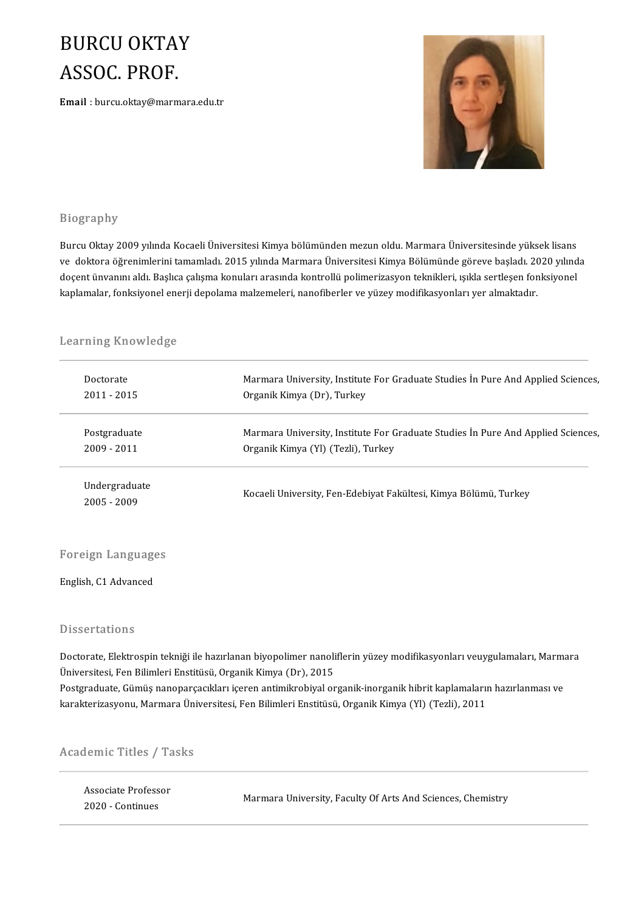# BURCU OKTAY
# ASSOC. PROF.

**Email** : burcu.oktay@marmara.edu.tr

## Biography

Burcu Oktay 2009 yılında Kocaeli Üniversitesi Kimya bölümünden mezun oldu. Marmara Üniversitesinde yüksek lisans ve doktora öğrenimlerini tamamladı. 2015 yılında Marmara Üniversitesi Kimya Bölümünde göreve başladı. 2020 yılında doçent ünvanını aldı. Başlıca çalışma konuları arasında kontrollü polimerizasyon teknikleri, ışıkla sertleşen fonksiyonel kaplamalar, fonksiyonel enerji depolama malzemeleri, nanofiberler ve yüzey modifikasyonları yer almaktadır.

## Learning Knowledge

| | |
|---|---|
| Doctorate<br>2011 - 2015 | Marmara University, Institute For Graduate Studies İn Pure And Applied Sciences, Organik Kimya (Dr), Turkey |
| Postgraduate<br>2009 - 2011 | Marmara University, Institute For Graduate Studies İn Pure And Applied Sciences, Organik Kimya (Yl) (Tezli), Turkey |
| Undergraduate<br>2005 - 2009 | Kocaeli University, Fen-Edebiyat Fakültesi, Kimya Bölümü, Turkey |

## Foreign Languages

English, C1 Advanced

## Dissertations

Doctorate, Elektrospin tekniği ile hazırlanan biyopolimer nanoliflerin yüzey modifikasyonları veuygulamaları, Marmara Üniversitesi, Fen Bilimleri Enstitüsü, Organik Kimya (Dr), 2015

Postgraduate, Gümüş nanoparçacıkları içeren antimikrobiyal organik-inorganik hibrit kaplamaların hazırlanması ve karakterizasyonu, Marmara Üniversitesi, Fen Bilimleri Enstitüsü, Organik Kimya (Yl) (Tezli), 2011

## Academic Titles / Tasks

| | |
|---|---|
| Associate Professor<br>2020 - Continues | Marmara University, Faculty Of Arts And Sciences, Chemistry |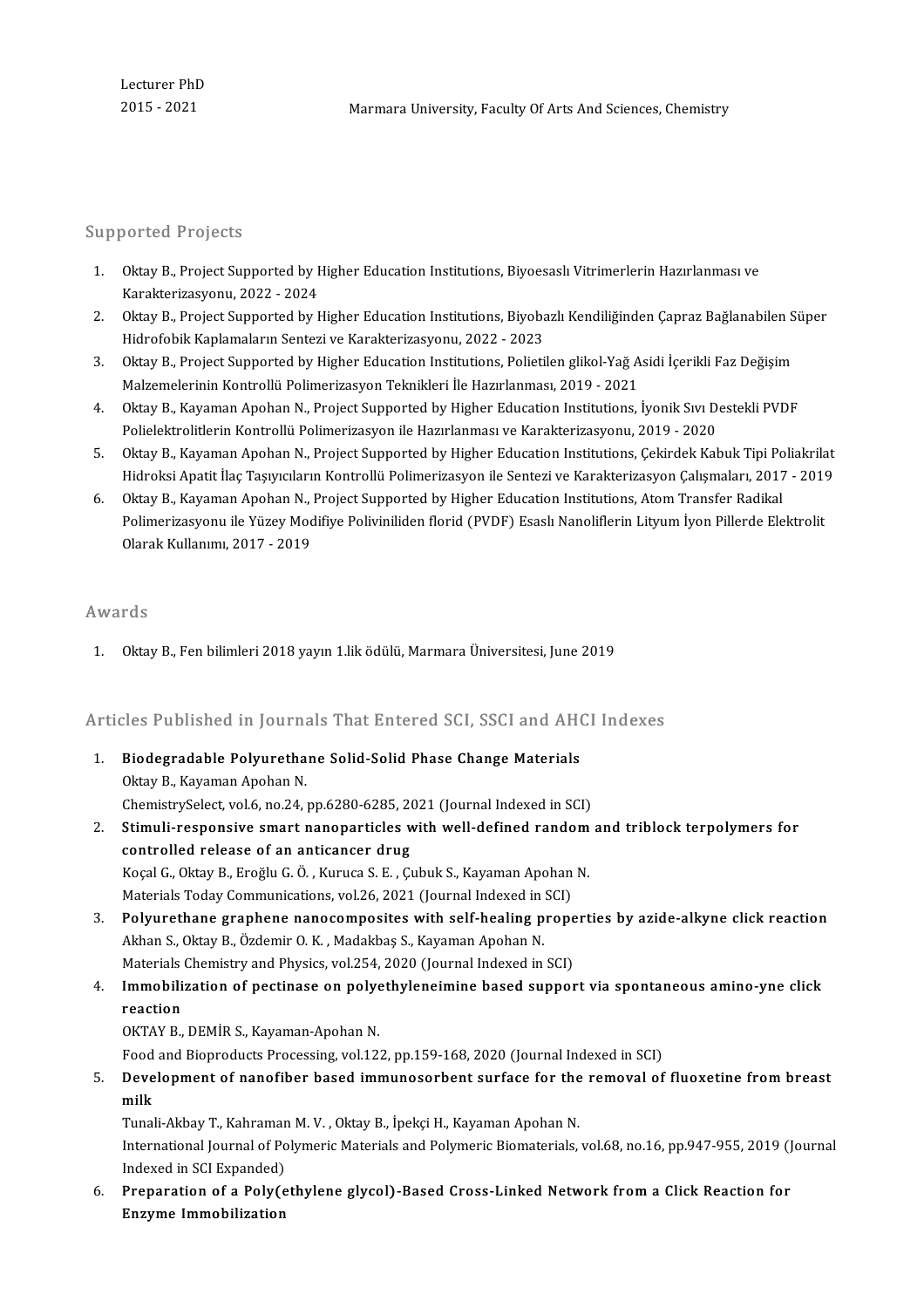Lecturer PhD
2015 - 2021 Marmara University, Faculty Of Arts And Sciences, Chemistry

## Supported Projects

1. Oktay B., Project Supported by Higher Education Institutions, Biyoesaslı Vitrimerlerin Hazırlanması ve Karakterizasyonu, 2022 - 2024
2. Oktay B., Project Supported by Higher Education Institutions, Biyobazlı Kendiliğinden Çapraz Bağlanabilen Süper Hidrofobik Kaplamaların Sentezi ve Karakterizasyonu, 2022 - 2023
3. Oktay B., Project Supported by Higher Education Institutions, Polietilen glikol-Yağ Asidi İçerikli Faz Değişim Malzemelerinin Kontrollü Polimerizasyon Teknikleri İle Hazırlanması, 2019 - 2021
4. Oktay B., Kayaman Apohan N., Project Supported by Higher Education Institutions, İyonik Sıvı Destekli PVDF Polielektrolitlerin Kontrollü Polimerizasyon ile Hazırlanması ve Karakterizasyonu, 2019 - 2020
5. Oktay B., Kayaman Apohan N., Project Supported by Higher Education Institutions, Çekirdek Kabuk Tipi Poliakrilat Hidroksi Apatit İlaç Taşıyıcıların Kontrollü Polimerizasyon ile Sentezi ve Karakterizasyon Çalışmaları, 2017 - 2019
6. Oktay B., Kayaman Apohan N., Project Supported by Higher Education Institutions, Atom Transfer Radikal Polimerizasyonu ile Yüzey Modifiye Poliviniliden florid (PVDF) Esaslı Nanoliflerin Lityum İyon Pillerde Elektrolit Olarak Kullanımı, 2017 - 2019

## Awards

1. Oktay B., Fen bilimleri 2018 yayın 1.lik ödülü, Marmara Üniversitesi, June 2019

## Articles Published in Journals That Entered SCI, SSCI and AHCI Indexes

1. **Biodegradable Polyurethane Solid-Solid Phase Change Materials**
   Oktay B., Kayaman Apohan N.
   ChemistrySelect, vol.6, no.24, pp.6280-6285, 2021 (Journal Indexed in SCI)
2. **Stimuli-responsive smart nanoparticles with well-defined random and triblock terpolymers for controlled release of an anticancer drug**
   Koçal G., Oktay B., Eroğlu G. Ö. , Kuruca S. E. , Çubuk S., Kayaman Apohan N.
   Materials Today Communications, vol.26, 2021 (Journal Indexed in SCI)
3. **Polyurethane graphene nanocomposites with self-healing properties by azide-alkyne click reaction**
   Akhan S., Oktay B., Özdemir O. K. , Madakbaş S., Kayaman Apohan N.
   Materials Chemistry and Physics, vol.254, 2020 (Journal Indexed in SCI)
4. **Immobilization of pectinase on polyethyleneimine based support via spontaneous amino-yne click reaction**
   OKTAY B., DEMİR S., Kayaman-Apohan N.
   Food and Bioproducts Processing, vol.122, pp.159-168, 2020 (Journal Indexed in SCI)
5. **Development of nanofiber based immunosorbent surface for the removal of fluoxetine from breast milk**
   Tunali-Akbay T., Kahraman M. V. , Oktay B., İpekçi H., Kayaman Apohan N.
   International Journal of Polymeric Materials and Polymeric Biomaterials, vol.68, no.16, pp.947-955, 2019 (Journal Indexed in SCI Expanded)
6. **Preparation of a Poly(ethylene glycol)-Based Cross-Linked Network from a Click Reaction for Enzyme Immobilization**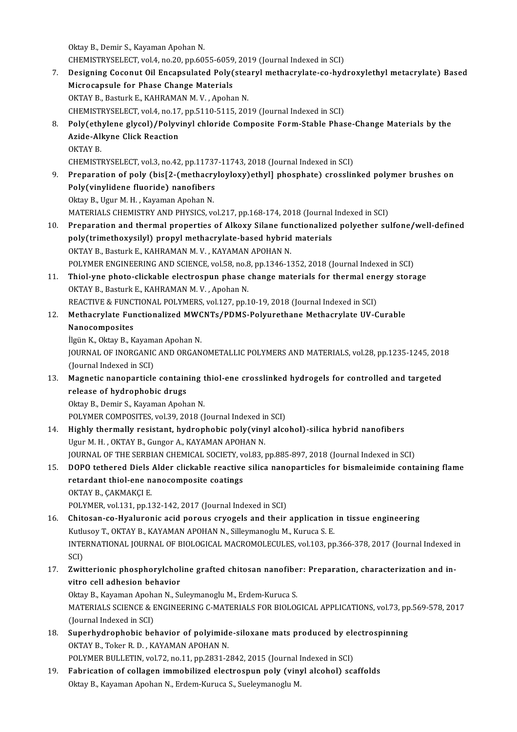Oktay B., Demir S., Kayaman Apohan N.
CHEMISTRYSELECT, vol.4, no.20, pp.6055-6059, 2019 (Journal Indexed in SCI)

7. **Designing Coconut Oil Encapsulated Poly(stearyl methacrylate-co-hydroxylethyl metacrylate) Based Microcapsule for Phase Change Materials**
   OKTAY B., Basturk E., KAHRAMAN M. V. , Apohan N.
   CHEMISTRYSELECT, vol.4, no.17, pp.5110-5115, 2019 (Journal Indexed in SCI)
8. **Poly(ethylene glycol)/Polyvinyl chloride Composite Form-Stable Phase-Change Materials by the Azide-Alkyne Click Reaction**
   OKTAY B.
   CHEMISTRYSELECT, vol.3, no.42, pp.11737-11743, 2018 (Journal Indexed in SCI)
9. **Preparation of poly (bis[2-(methacryloyloxy)ethyl] phosphate) crosslinked polymer brushes on Poly(vinylidene fluoride) nanofibers**
   Oktay B., Ugur M. H. , Kayaman Apohan N.
   MATERIALS CHEMISTRY AND PHYSICS, vol.217, pp.168-174, 2018 (Journal Indexed in SCI)
10. **Preparation and thermal properties of Alkoxy Silane functionalized polyether sulfone/well-defined poly(trimethoxysilyl) propyl methacrylate-based hybrid materials**
    OKTAY B., Basturk E., KAHRAMAN M. V. , KAYAMAN APOHAN N.
    POLYMER ENGINEERING AND SCIENCE, vol.58, no.8, pp.1346-1352, 2018 (Journal Indexed in SCI)
11. **Thiol-yne photo-clickable electrospun phase change materials for thermal energy storage**
    OKTAY B., Basturk E., KAHRAMAN M. V. , Apohan N.
    REACTIVE & FUNCTIONAL POLYMERS, vol.127, pp.10-19, 2018 (Journal Indexed in SCI)
12. **Methacrylate Functionalized MWCNTs/PDMS-Polyurethane Methacrylate UV-Curable Nanocomposites**
    İlgün K., Oktay B., Kayaman Apohan N.
    JOURNAL OF INORGANIC AND ORGANOMETALLIC POLYMERS AND MATERIALS, vol.28, pp.1235-1245, 2018 (Journal Indexed in SCI)
13. **Magnetic nanoparticle containing thiol-ene crosslinked hydrogels for controlled and targeted release of hydrophobic drugs**
    Oktay B., Demir S., Kayaman Apohan N.
    POLYMER COMPOSITES, vol.39, 2018 (Journal Indexed in SCI)
14. **Highly thermally resistant, hydrophobic poly(vinyl alcohol)-silica hybrid nanofibers**
    Ugur M. H. , OKTAY B., Gungor A., KAYAMAN APOHAN N.
    JOURNAL OF THE SERBIAN CHEMICAL SOCIETY, vol.83, pp.885-897, 2018 (Journal Indexed in SCI)
15. **DOPO tethered Diels Alder clickable reactive silica nanoparticles for bismaleimide containing flame retardant thiol-ene nanocomposite coatings**
    OKTAY B., ÇAKMAKÇI E.
    POLYMER, vol.131, pp.132-142, 2017 (Journal Indexed in SCI)
16. **Chitosan-co-Hyaluronic acid porous cryogels and their application in tissue engineering**
    Kutlusoy T., OKTAY B., KAYAMAN APOHAN N., Silleymanoglu M., Kuruca S. E.
    INTERNATIONAL JOURNAL OF BIOLOGICAL MACROMOLECULES, vol.103, pp.366-378, 2017 (Journal Indexed in SCI)
17. **Zwitterionic phosphorylcholine grafted chitosan nanofiber: Preparation, characterization and in-vitro cell adhesion behavior**
    Oktay B., Kayaman Apohan N., Suleymanoglu M., Erdem-Kuruca S.
    MATERIALS SCIENCE & ENGINEERING C-MATERIALS FOR BIOLOGICAL APPLICATIONS, vol.73, pp.569-578, 2017 (Journal Indexed in SCI)
18. **Superhydrophobic behavior of polyimide-siloxane mats produced by electrospinning**
    OKTAY B., Toker R. D. , KAYAMAN APOHAN N.
    POLYMER BULLETIN, vol.72, no.11, pp.2831-2842, 2015 (Journal Indexed in SCI)
19. **Fabrication of collagen immobilized electrospun poly (vinyl alcohol) scaffolds**
    Oktay B., Kayaman Apohan N., Erdem-Kuruca S., Sueleymanoglu M.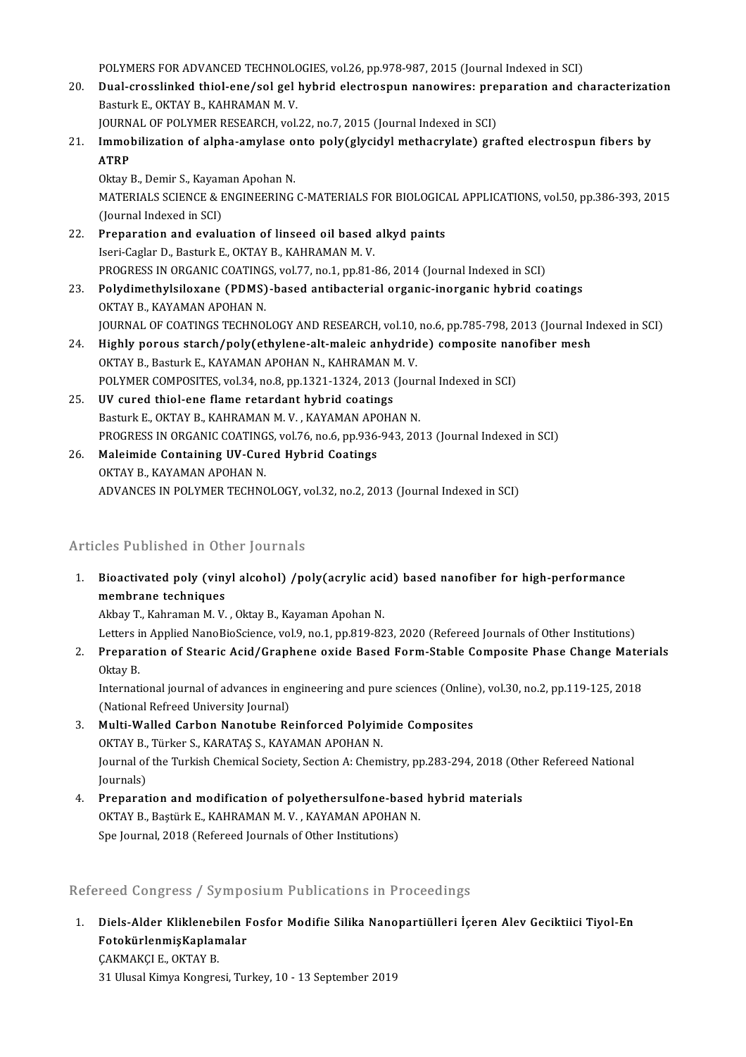POLYMERS FOR ADVANCED TECHNOLOGIES, vol.26, pp.978-987, 2015 (Journal Indexed in SCI)

20. **Dual-crosslinked thiol-ene/sol gel hybrid electrospun nanowires: preparation and characterization**
    Basturk E., OKTAY B., KAHRAMAN M. V.
    JOURNAL OF POLYMER RESEARCH, vol.22, no.7, 2015 (Journal Indexed in SCI)
21. **Immobilization of alpha-amylase onto poly(glycidyl methacrylate) grafted electrospun fibers by ATRP**
    Oktay B., Demir S., Kayaman Apohan N.
    MATERIALS SCIENCE & ENGINEERING C-MATERIALS FOR BIOLOGICAL APPLICATIONS, vol.50, pp.386-393, 2015 (Journal Indexed in SCI)
22. **Preparation and evaluation of linseed oil based alkyd paints**
    Iseri-Caglar D., Basturk E., OKTAY B., KAHRAMAN M. V.
    PROGRESS IN ORGANIC COATINGS, vol.77, no.1, pp.81-86, 2014 (Journal Indexed in SCI)
23. **Polydimethylsiloxane (PDMS)-based antibacterial organic-inorganic hybrid coatings**
    OKTAY B., KAYAMAN APOHAN N.
    JOURNAL OF COATINGS TECHNOLOGY AND RESEARCH, vol.10, no.6, pp.785-798, 2013 (Journal Indexed in SCI)
24. **Highly porous starch/poly(ethylene-alt-maleic anhydride) composite nanofiber mesh**
    OKTAY B., Basturk E., KAYAMAN APOHAN N., KAHRAMAN M. V.
    POLYMER COMPOSITES, vol.34, no.8, pp.1321-1324, 2013 (Journal Indexed in SCI)
25. **UV cured thiol-ene flame retardant hybrid coatings**
    Basturk E., OKTAY B., KAHRAMAN M. V. , KAYAMAN APOHAN N.
    PROGRESS IN ORGANIC COATINGS, vol.76, no.6, pp.936-943, 2013 (Journal Indexed in SCI)
26. **Maleimide Containing UV-Cured Hybrid Coatings**
    OKTAY B., KAYAMAN APOHAN N.
    ADVANCES IN POLYMER TECHNOLOGY, vol.32, no.2, 2013 (Journal Indexed in SCI)

## Articles Published in Other Journals

1. **Bioactivated poly (vinyl alcohol) /poly(acrylic acid) based nanofiber for high-performance membrane techniques**
   Akbay T., Kahraman M. V. , Oktay B., Kayaman Apohan N.
   Letters in Applied NanoBioScience, vol.9, no.1, pp.819-823, 2020 (Refereed Journals of Other Institutions)
2. **Preparation of Stearic Acid/Graphene oxide Based Form-Stable Composite Phase Change Materials**
   Oktay B.
   International journal of advances in engineering and pure sciences (Online), vol.30, no.2, pp.119-125, 2018 (National Refreed University Journal)
3. **Multi-Walled Carbon Nanotube Reinforced Polyimide Composites**
   OKTAY B., Türker S., KARATAŞ S., KAYAMAN APOHAN N.
   Journal of the Turkish Chemical Society, Section A: Chemistry, pp.283-294, 2018 (Other Refereed National Journals)
4. **Preparation and modification of polyethersulfone-based hybrid materials**
   OKTAY B., Baştürk E., KAHRAMAN M. V. , KAYAMAN APOHAN N.
   Spe Journal, 2018 (Refereed Journals of Other Institutions)

## Refereed Congress / Symposium Publications in Proceedings

1. **Diels-Alder Kliklenebilen Fosfor Modifie Silika Nanopartiülleri İçeren Alev Geciktiici Tiyol-En FotokürlenmişKaplamalar**
   ÇAKMAKÇI E., OKTAY B.
   31 Ulusal Kimya Kongresi, Turkey, 10 - 13 September 2019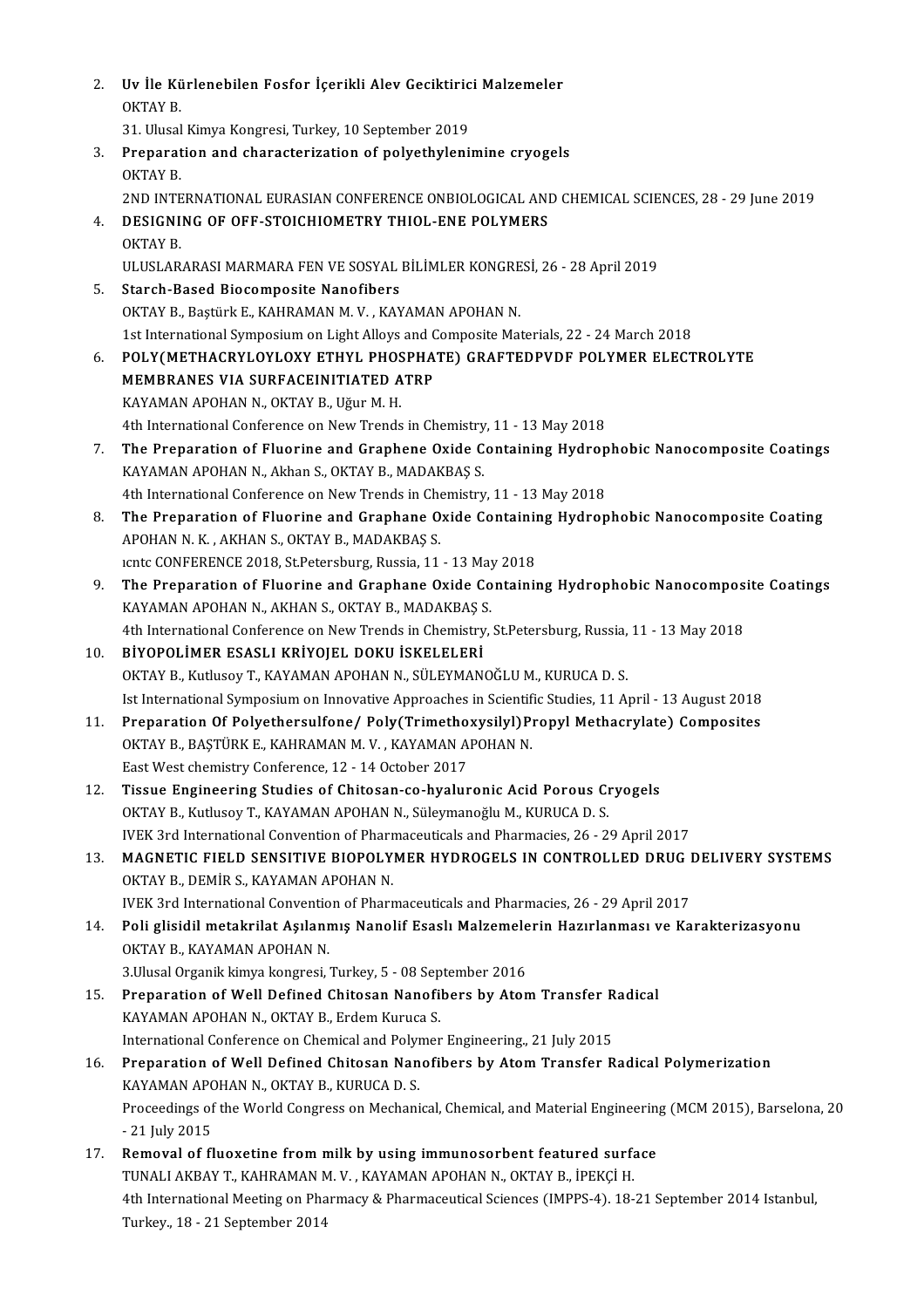2. **Uv İle Kürlenebilen Fosfor İçerikli Alev Geciktirici Malzemeler**
   OKTAY B.
   31. Ulusal Kimya Kongresi, Turkey, 10 September 2019
3. **Preparation and characterization of polyethylenimine cryogels**
   OKTAY B.
   2ND INTERNATIONAL EURASIAN CONFERENCE ONBIOLOGICAL AND CHEMICAL SCIENCES, 28 - 29 June 2019
4. **DESIGNING OF OFF-STOICHIOMETRY THIOL-ENE POLYMERS**
   OKTAY B.
   ULUSLARARASI MARMARA FEN VE SOSYAL BİLİMLER KONGRESİ, 26 - 28 April 2019
5. **Starch-Based Biocomposite Nanofibers**
   OKTAY B., Baştürk E., KAHRAMAN M. V. , KAYAMAN APOHAN N.
   1st International Symposium on Light Alloys and Composite Materials, 22 - 24 March 2018
6. **POLY(METHACRYLOYLOXY ETHYL PHOSPHATE) GRAFTEDPVDF POLYMER ELECTROLYTE MEMBRANES VIA SURFACEINITIATED ATRP**
   KAYAMAN APOHAN N., OKTAY B., Uğur M. H.
   4th International Conference on New Trends in Chemistry, 11 - 13 May 2018
7. **The Preparation of Fluorine and Graphene Oxide Containing Hydrophobic Nanocomposite Coatings**
   KAYAMAN APOHAN N., Akhan S., OKTAY B., MADAKBAŞ S.
   4th International Conference on New Trends in Chemistry, 11 - 13 May 2018
8. **The Preparation of Fluorine and Graphane Oxide Containing Hydrophobic Nanocomposite Coating**
   APOHAN N. K. , AKHAN S., OKTAY B., MADAKBAŞ S.
   ıcntc CONFERENCE 2018, St.Petersburg, Russia, 11 - 13 May 2018
9. **The Preparation of Fluorine and Graphane Oxide Containing Hydrophobic Nanocomposite Coatings**
   KAYAMAN APOHAN N., AKHAN S., OKTAY B., MADAKBAŞ S.
   4th International Conference on New Trends in Chemistry, St.Petersburg, Russia, 11 - 13 May 2018
10. **BİYOPOLİMER ESASLI KRİYOJEL DOKU İSKELELERİ**
    OKTAY B., Kutlusoy T., KAYAMAN APOHAN N., SÜLEYMANOĞLU M., KURUCA D. S.
    Ist International Symposium on Innovative Approaches in Scientific Studies, 11 April - 13 August 2018
11. **Preparation Of Polyethersulfone/ Poly(Trimethoxysilyl)Propyl Methacrylate) Composites**
    OKTAY B., BAŞTÜRK E., KAHRAMAN M. V. , KAYAMAN APOHAN N.
    East West chemistry Conference, 12 - 14 October 2017
12. **Tissue Engineering Studies of Chitosan-co-hyaluronic Acid Porous Cryogels**
    OKTAY B., Kutlusoy T., KAYAMAN APOHAN N., Süleymanoğlu M., KURUCA D. S.
    IVEK 3rd International Convention of Pharmaceuticals and Pharmacies, 26 - 29 April 2017
13. **MAGNETIC FIELD SENSITIVE BIOPOLYMER HYDROGELS IN CONTROLLED DRUG DELIVERY SYSTEMS**
    OKTAY B., DEMİR S., KAYAMAN APOHAN N.
    IVEK 3rd International Convention of Pharmaceuticals and Pharmacies, 26 - 29 April 2017
14. **Poli glisidil metakrilat Aşılanmış Nanolif Esaslı Malzemelerin Hazırlanması ve Karakterizasyonu**
    OKTAY B., KAYAMAN APOHAN N.
    3.Ulusal Organik kimya kongresi, Turkey, 5 - 08 September 2016
15. **Preparation of Well Defined Chitosan Nanofibers by Atom Transfer Radical**
    KAYAMAN APOHAN N., OKTAY B., Erdem Kuruca S.
    International Conference on Chemical and Polymer Engineering., 21 July 2015
16. **Preparation of Well Defined Chitosan Nanofibers by Atom Transfer Radical Polymerization**
    KAYAMAN APOHAN N., OKTAY B., KURUCA D. S.
    Proceedings of the World Congress on Mechanical, Chemical, and Material Engineering (MCM 2015), Barselona, 20 - 21 July 2015
17. **Removal of fluoxetine from milk by using immunosorbent featured surface**
    TUNALI AKBAY T., KAHRAMAN M. V. , KAYAMAN APOHAN N., OKTAY B., İPEKÇİ H.
    4th International Meeting on Pharmacy & Pharmaceutical Sciences (IMPPS-4). 18-21 September 2014 Istanbul, Turkey., 18 - 21 September 2014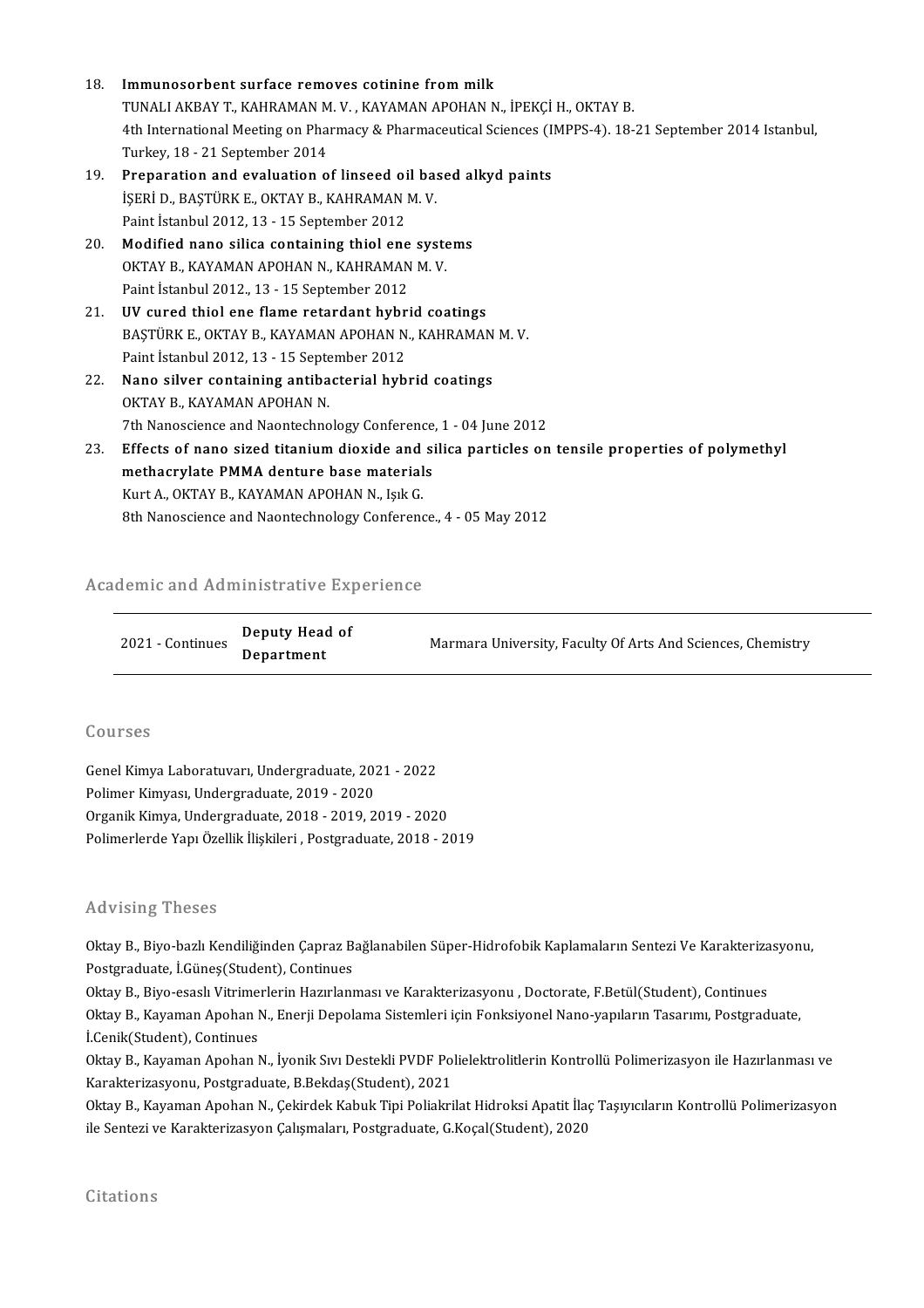18. **Immunosorbent surface removes cotinine from milk**
    TUNALI AKBAY T., KAHRAMAN M. V. , KAYAMAN APOHAN N., İPEKÇİ H., OKTAY B.
    4th International Meeting on Pharmacy & Pharmaceutical Sciences (IMPPS-4). 18-21 September 2014 Istanbul, Turkey, 18 - 21 September 2014
19. **Preparation and evaluation of linseed oil based alkyd paints**
    İŞERİ D., BAŞTÜRK E., OKTAY B., KAHRAMAN M. V.
    Paint İstanbul 2012, 13 - 15 September 2012
20. **Modified nano silica containing thiol ene systems**
    OKTAY B., KAYAMAN APOHAN N., KAHRAMAN M. V.
    Paint İstanbul 2012., 13 - 15 September 2012
21. **UV cured thiol ene flame retardant hybrid coatings**
    BAŞTÜRK E., OKTAY B., KAYAMAN APOHAN N., KAHRAMAN M. V.
    Paint İstanbul 2012, 13 - 15 September 2012
22. **Nano silver containing antibacterial hybrid coatings**
    OKTAY B., KAYAMAN APOHAN N.
    7th Nanoscience and Naontechnology Conference, 1 - 04 June 2012
23. **Effects of nano sized titanium dioxide and silica particles on tensile properties of polymethyl methacrylate PMMA denture base materials**
    Kurt A., OKTAY B., KAYAMAN APOHAN N., Işık G.
    8th Nanoscience and Naontechnology Conference., 4 - 05 May 2012

## Academic and Administrative Experience

| | | |
|---|---|---|
| 2021 - Continues | **Deputy Head of Department** | Marmara University, Faculty Of Arts And Sciences, Chemistry |

## Courses

Genel Kimya Laboratuvarı, Undergraduate, 2021 - 2022
Polimer Kimyası, Undergraduate, 2019 - 2020
Organik Kimya, Undergraduate, 2018 - 2019, 2019 - 2020
Polimerlerde Yapı Özellik İlişkileri , Postgraduate, 2018 - 2019

## Advising Theses

Oktay B., Biyo-bazlı Kendiliğinden Çapraz Bağlanabilen Süper-Hidrofobik Kaplamaların Sentezi Ve Karakterizasyonu, Postgraduate, İ.Güneş(Student), Continues

Oktay B., Biyo-esaslı Vitrimerlerin Hazırlanması ve Karakterizasyonu , Doctorate, F.Betül(Student), Continues

Oktay B., Kayaman Apohan N., Enerji Depolama Sistemleri için Fonksiyonel Nano-yapıların Tasarımı, Postgraduate, İ.Cenik(Student), Continues

Oktay B., Kayaman Apohan N., İyonik Sıvı Destekli PVDF Polielektrolitlerin Kontrollü Polimerizasyon ile Hazırlanması ve Karakterizasyonu, Postgraduate, B.Bekdaş(Student), 2021

Oktay B., Kayaman Apohan N., Çekirdek Kabuk Tipi Poliakrilat Hidroksi Apatit İlaç Taşıyıcıların Kontrollü Polimerizasyon ile Sentezi ve Karakterizasyon Çalışmaları, Postgraduate, G.Koçal(Student), 2020

## Citations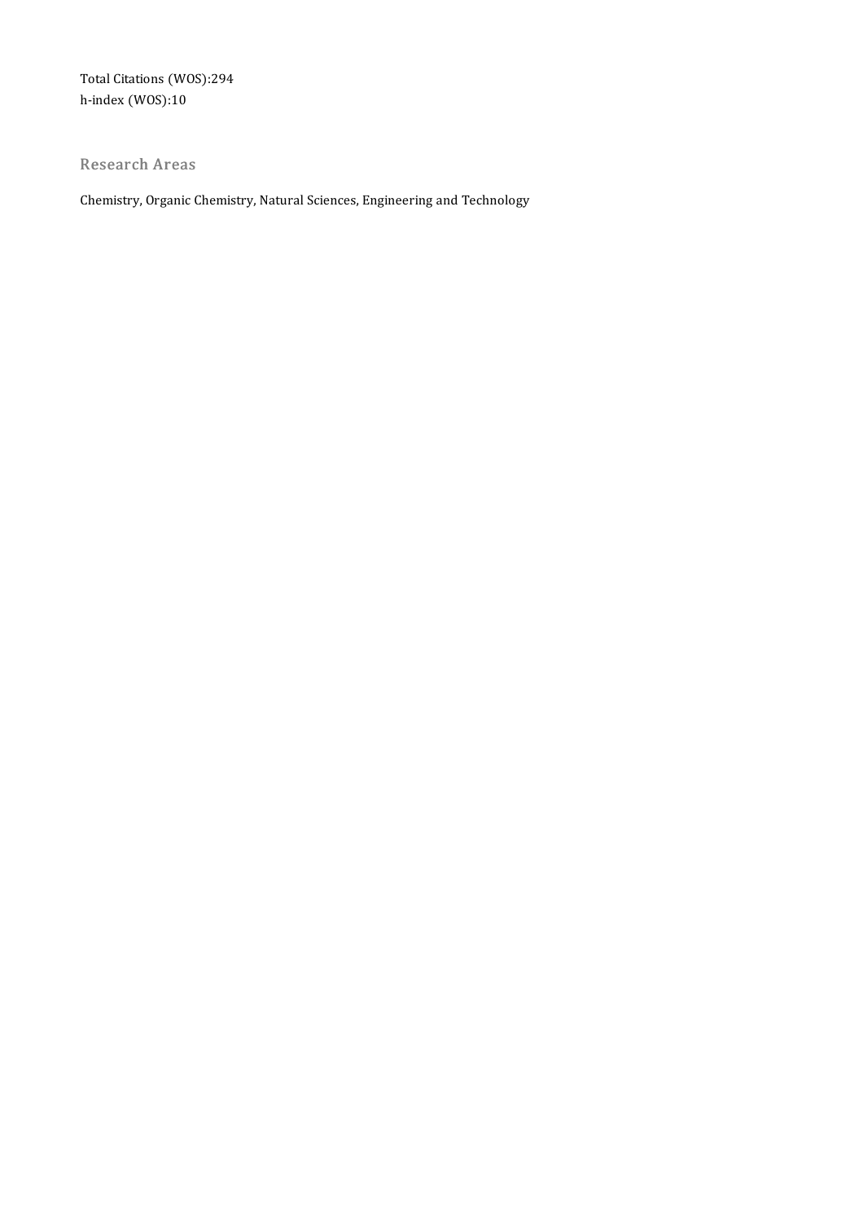Total Citations (WOS):294
h-index (WOS):10

## Research Areas

Chemistry, Organic Chemistry, Natural Sciences, Engineering and Technology